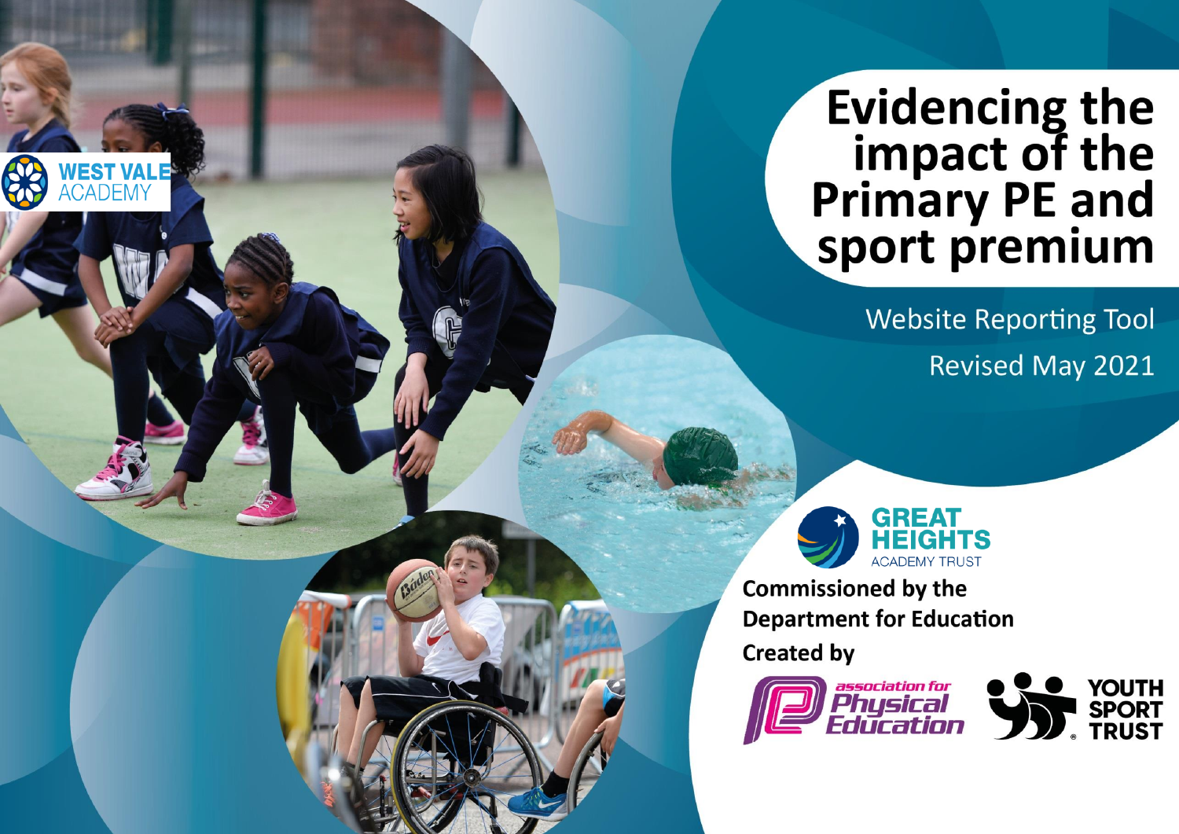WEST VALE ACADEMY

# Evidencing the impact of the Primary PE and sport premium

Website Reporting Tool

Revised May 2021

GREAT HEIGHTS ACADEMY TRUST

**Commissioned by the Department for Education**

**Created by**

association for Physical Education

YOUTH SPORT TRUST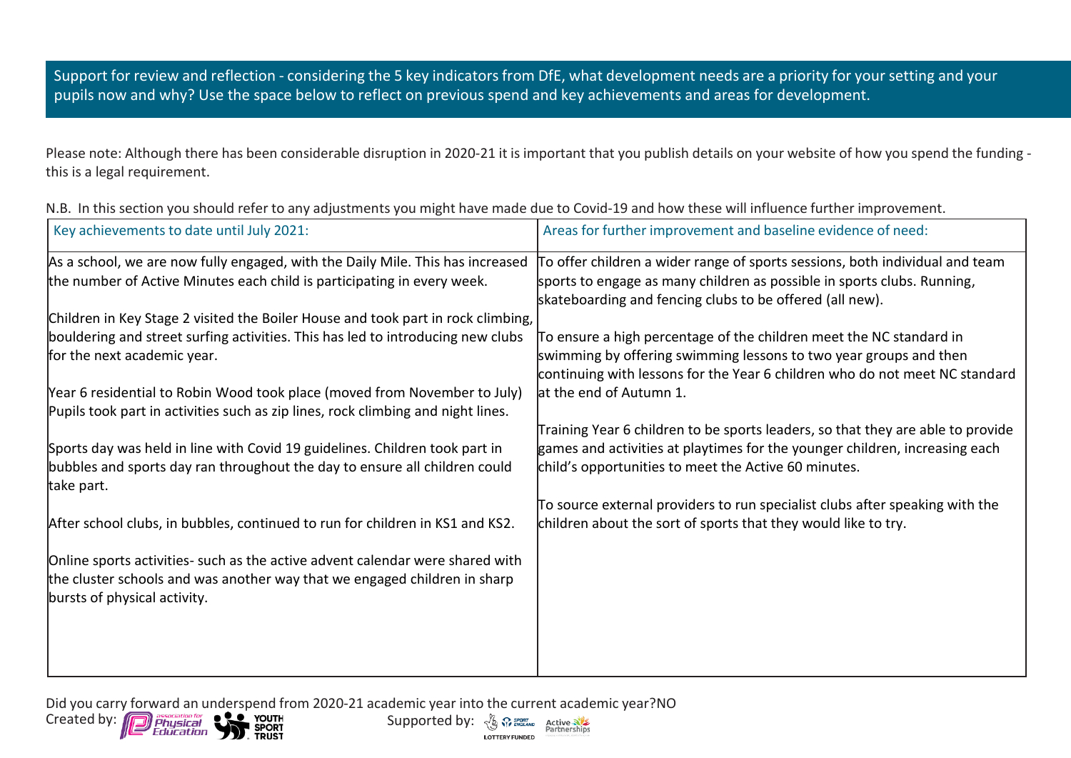## Support for review and reflection - considering the 5 key indicators from DfE, what development needs are a priority for your setting and your pupils now and why? Use the space below to reflect on previous spend and key achievements and areas for development.

Please note: Although there has been considerable disruption in 2020-21 it is important that you publish details on your website of how you spend the funding - this is a legal requirement.

N.B. In this section you should refer to any adjustments you might have made due to Covid-19 and how these will influence further improvement.

| Key achievements to date until July 2021: | Areas for further improvement and baseline evidence of need: |
|---|---|
| As a school, we are now fully engaged, with the Daily Mile. This has increased the number of Active Minutes each child is participating in every week.<br><br>Children in Key Stage 2 visited the Boiler House and took part in rock climbing, bouldering and street surfing activities. This has led to introducing new clubs for the next academic year.<br><br>Year 6 residential to Robin Wood took place (moved from November to July) Pupils took part in activities such as zip lines, rock climbing and night lines.<br><br>Sports day was held in line with Covid 19 guidelines. Children took part in bubbles and sports day ran throughout the day to ensure all children could take part.<br><br>After school clubs, in bubbles, continued to run for children in KS1 and KS2.<br><br>Online sports activities- such as the active advent calendar were shared with the cluster schools and was another way that we engaged children in sharp bursts of physical activity. | To offer children a wider range of sports sessions, both individual and team sports to engage as many children as possible in sports clubs. Running, skateboarding and fencing clubs to be offered (all new).<br><br>To ensure a high percentage of the children meet the NC standard in swimming by offering swimming lessons to two year groups and then continuing with lessons for the Year 6 children who do not meet NC standard at the end of Autumn 1.<br><br>Training Year 6 children to be sports leaders, so that they are able to provide games and activities at playtimes for the younger children, increasing each child's opportunities to meet the Active 60 minutes.<br><br>To source external providers to run specialist clubs after speaking with the children about the sort of sports that they would like to try. |

Did you carry forward an underspend from 2020-21 academic year into the current academic year?NO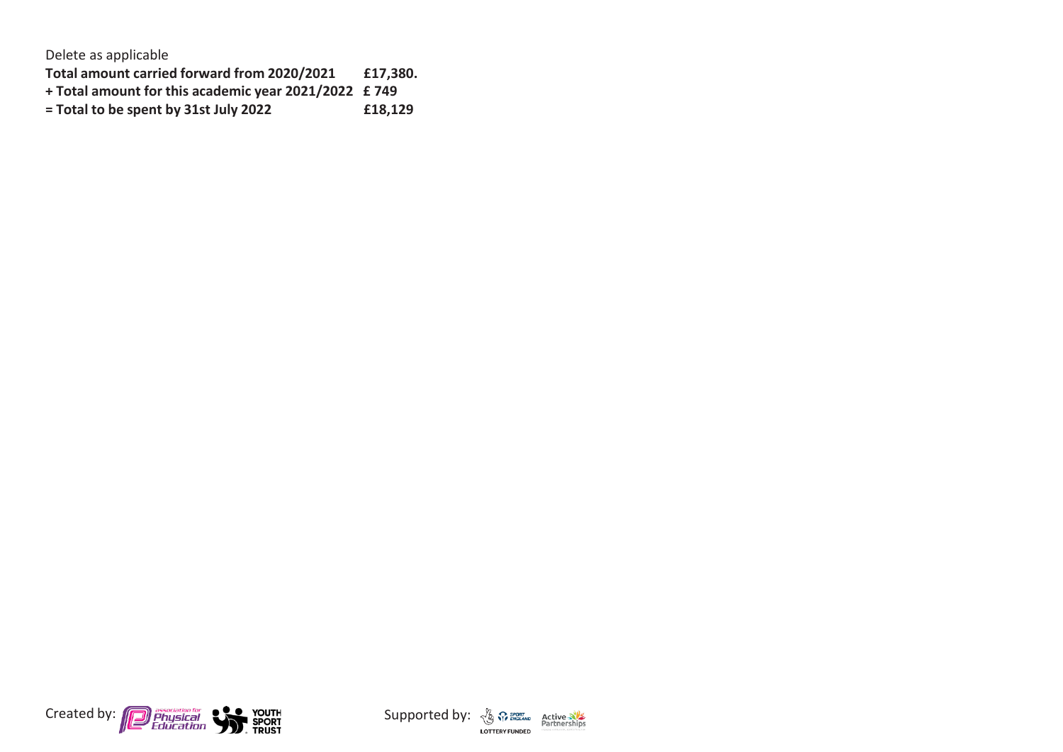Delete as applicable

**Total amount carried forward from 2020/2021 £17,380.**
**+ Total amount for this academic year 2021/2022 £ 749**
**= Total to be spent by 31st July 2022 £18,129**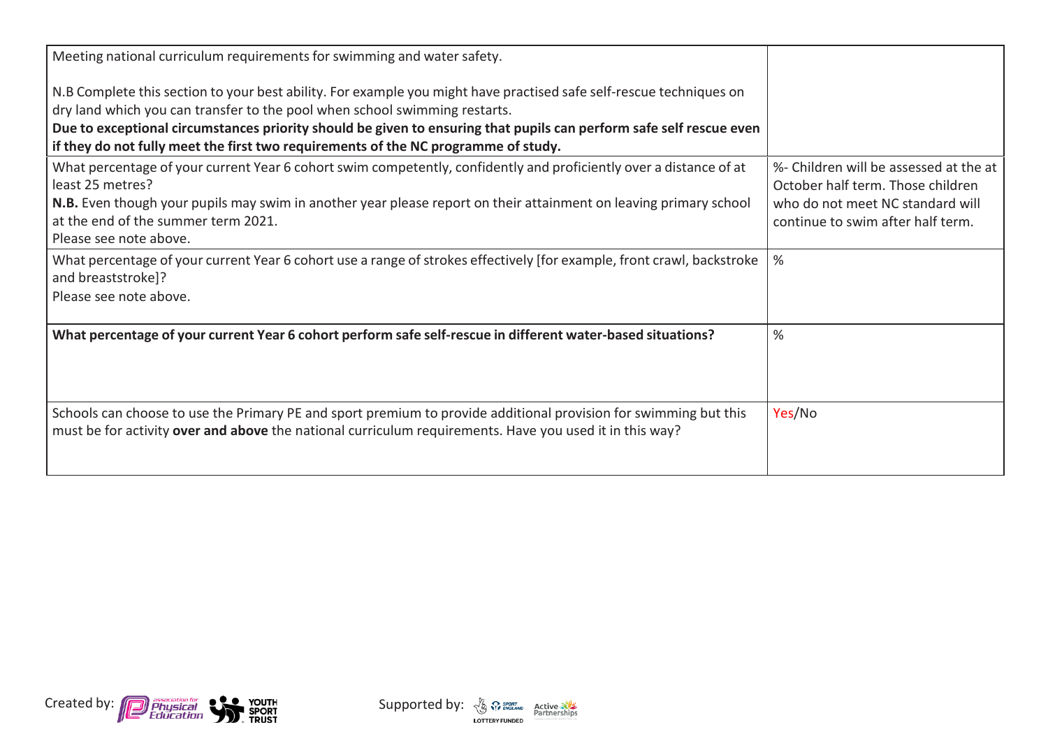| Meeting national curriculum requirements for swimming and water safety.<br><br>N.B Complete this section to your best ability. For example you might have practised safe self-rescue techniques on dry land which you can transfer to the pool when school swimming restarts.<br>**Due to exceptional circumstances priority should be given to ensuring that pupils can perform safe self rescue even if they do not fully meet the first two requirements of the NC programme of study.** | |
|---|---|
| What percentage of your current Year 6 cohort swim competently, confidently and proficiently over a distance of at least 25 metres?<br>**N.B.** Even though your pupils may swim in another year please report on their attainment on leaving primary school at the end of the summer term 2021.<br>Please see note above. | %- Children will be assessed at the at October half term. Those children who do not meet NC standard will continue to swim after half term. |
| What percentage of your current Year 6 cohort use a range of strokes effectively [for example, front crawl, backstroke and breaststroke]?<br>Please see note above. | % |
| **What percentage of your current Year 6 cohort perform safe self-rescue in different water-based situations?** | % |
| Schools can choose to use the Primary PE and sport premium to provide additional provision for swimming but this must be for activity **over and above** the national curriculum requirements. Have you used it in this way? | Yes/No |

Created by: association for Physical Education, Youth Sport Trust

Supported by: Sport England, Lottery Funded, Active Partnerships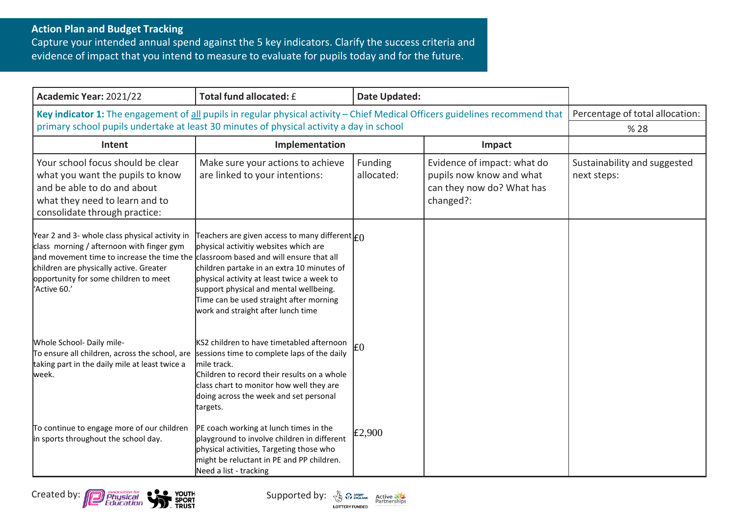## Action Plan and Budget Tracking

Capture your intended annual spend against the 5 key indicators. Clarify the success criteria and evidence of impact that you intend to measure to evaluate for pupils today and for the future.

| **Academic Year:** 2021/22 | **Total fund allocated:** £ | **Date Updated:** | | |
|---|---|---|---|---|
| **Key indicator 1:** The engagement of all pupils in regular physical activity – Chief Medical Officers guidelines recommend that primary school pupils undertake at least 30 minutes of physical activity a day in school | | | | Percentage of total allocation: %28 |
| **Intent** | **Implementation** | | **Impact** | |
| Your school focus should be clear what you want the pupils to know and be able to do and about what they need to learn and to consolidate through practice: | Make sure your actions to achieve are linked to your intentions: | Funding allocated: | Evidence of impact: what do pupils now know and what can they now do? What has changed?: | Sustainability and suggested next steps: |
| Year 2 and 3- whole class physical activity in class morning / afternoon with finger gym and movement time to increase the time the children are physically active. Greater opportunity for some children to meet 'Active 60.' | Teachers are given access to many different physical activitiy websites which are classroom based and will ensure that all children partake in an extra 10 minutes of physical activity at least twice a week to support physical and mental wellbeing. Time can be used straight after morning work and straight after lunch time | £0 | | |
| Whole School- Daily mile- To ensure all children, across the school, are taking part in the daily mile at least twice a week. | KS2 children to have timetabled afternoon sessions time to complete laps of the daily mile track. Children to record their results on a whole class chart to monitor how well they are doing across the week and set personal targets. | £0 | | |
| To continue to engage more of our children in sports throughout the school day. | PE coach working at lunch times in the playground to involve children in different physical activities, Targeting those who might be reluctant in PE and PP children. Need a list - tracking | £2,900 | | |

Created by: Association for Physical Education, Youth Sport Trust

Supported by: Sport England, Lottery Funded, Active Partnerships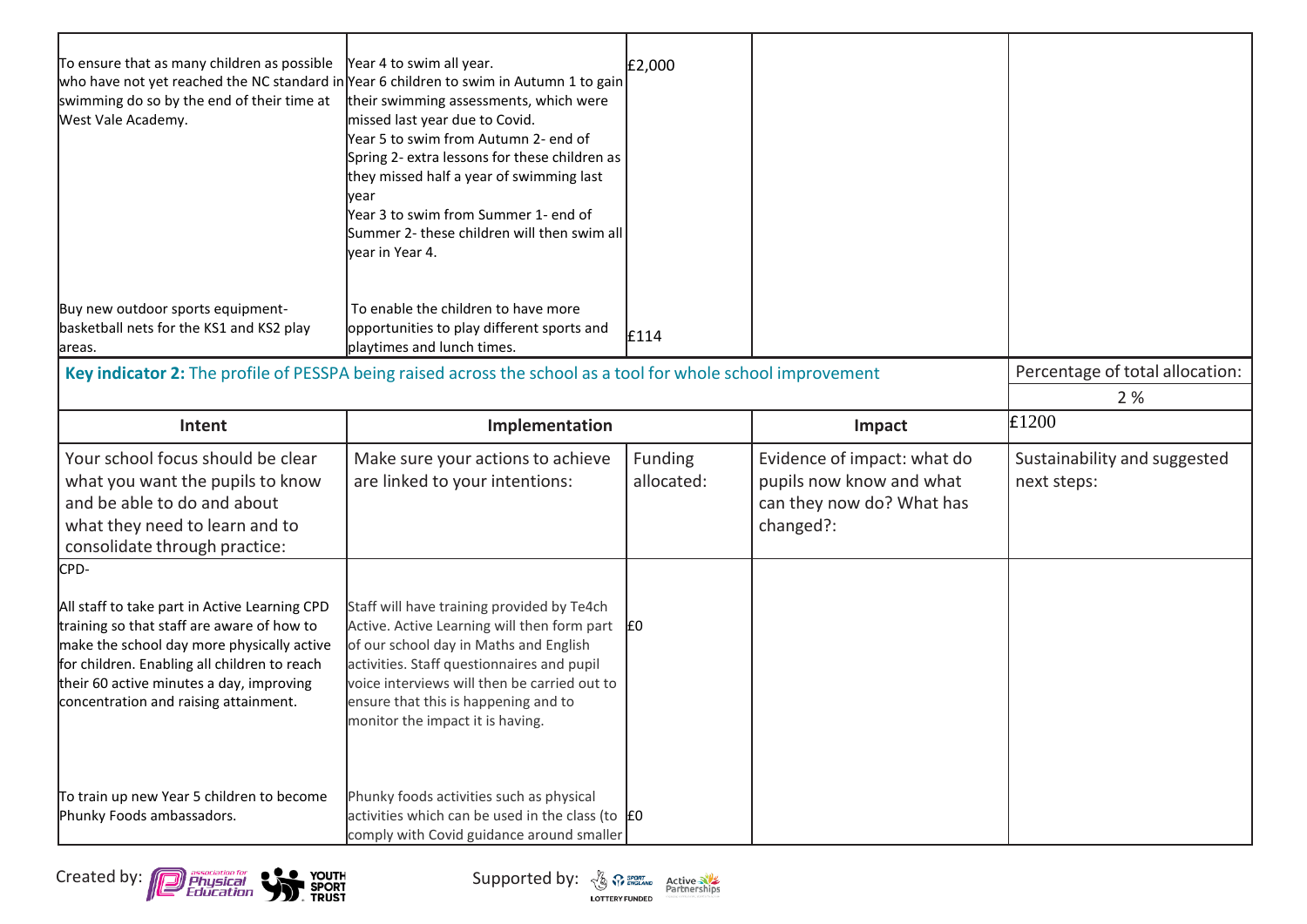| | | | | |
|---|---|---|---|---|
| To ensure that as many children as possible who have not yet reached the NC standard in swimming do so by the end of their time at West Vale Academy. | Year 4 to swim all year.<br>Year 6 children to swim in Autumn 1 to gain their swimming assessments, which were missed last year due to Covid.<br>Year 5 to swim from Autumn 2- end of Spring 2- extra lessons for these children as they missed half a year of swimming last year<br>Year 3 to swim from Summer 1- end of Summer 2- these children will then swim all year in Year 4. | £2,000 | | |
| Buy new outdoor sports equipment- basketball nets for the KS1 and KS2 play areas. | To enable the children to have more opportunities to play different sports and playtimes and lunch times. | £114 | | |

| **Key indicator 2:** The profile of PESSPA being raised across the school as a tool for whole school improvement | | | | Percentage of total allocation: |
|---|---|---|---|---|
| | | | | 2 % |
| **Intent** | **Implementation** | | **Impact** | £1200 |
| Your school focus should be clear what you want the pupils to know and be able to do and about what they need to learn and to consolidate through practice: | Make sure your actions to achieve are linked to your intentions: | Funding allocated: | Evidence of impact: what do pupils now know and what can they now do? What has changed?: | Sustainability and suggested next steps: |
| CPD-<br><br>All staff to take part in Active Learning CPD training so that staff are aware of how to make the school day more physically active for children. Enabling all children to reach their 60 active minutes a day, improving concentration and raising attainment. | Staff will have training provided by Te4ch Active. Active Learning will then form part of our school day in Maths and English activities. Staff questionnaires and pupil voice interviews will then be carried out to ensure that this is happening and to monitor the impact it is having. | £0 | | |
| To train up new Year 5 children to become Phunky Foods ambassadors. | Phunky foods activities such as physical activities which can be used in the class (to comply with Covid guidance around smaller | £0 | | |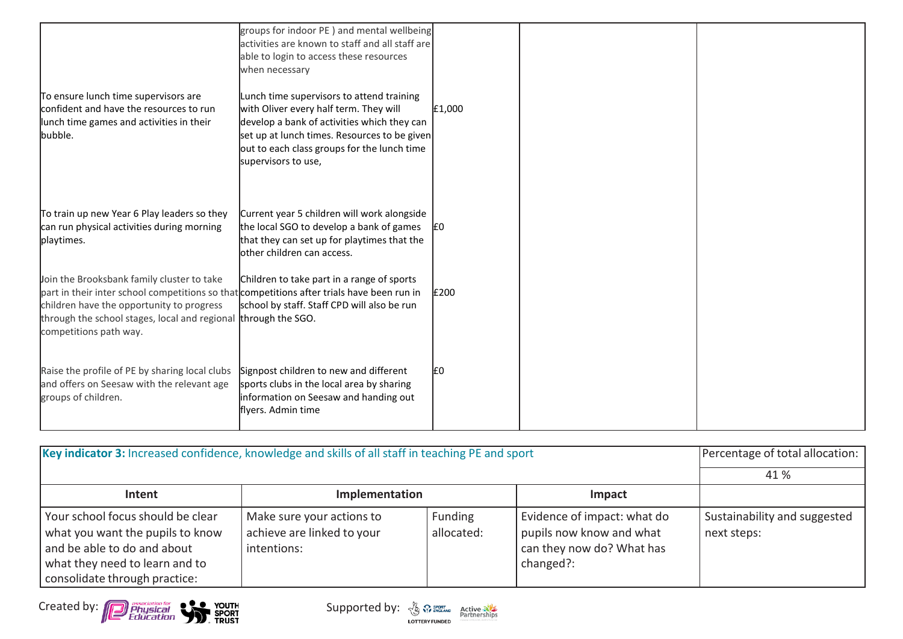| | | | | |
|---|---|---|---|---|
| | groups for indoor PE ) and mental wellbeing activities are known to staff and all staff are able to login to access these resources when necessary | | | |
| To ensure lunch time supervisors are confident and have the resources to run lunch time games and activities in their bubble. | Lunch time supervisors to attend training with Oliver every half term. They will develop a bank of activities which they can set up at lunch times. Resources to be given out to each class groups for the lunch time supervisors to use, | £1,000 | | |
| To train up new Year 6 Play leaders so they can run physical activities during morning playtimes. | Current year 5 children will work alongside the local SGO to develop a bank of games that they can set up for playtimes that the other children can access. | £0 | | |
| Join the Brooksbank family cluster to take part in their inter school competitions so that children have the opportunity to progress through the school stages, local and regional competitions path way. | Children to take part in a range of sports competitions after trials have been run in school by staff. Staff CPD will also be run through the SGO. | £200 | | |
| Raise the profile of PE by sharing local clubs and offers on Seesaw with the relevant age groups of children. | Signpost children to new and different sports clubs in the local area by sharing information on Seesaw and handing out flyers. Admin time | £0 | | |

| **Key indicator 3:** Increased confidence, knowledge and skills of all staff in teaching PE and sport | | | | Percentage of total allocation: |
|---|---|---|---|---|
| | | | | 41 % |
| **Intent** | **Implementation** | | **Impact** | |
| Your school focus should be clear what you want the pupils to know and be able to do and about what they need to learn and to consolidate through practice: | Make sure your actions to achieve are linked to your intentions: | Funding allocated: | Evidence of impact: what do pupils now know and what can they now do? What has changed?: | Sustainability and suggested next steps: |

Created by: Association for Physical Education, Youth Sport Trust — Supported by: Sport England (Lottery Funded), Active Partnerships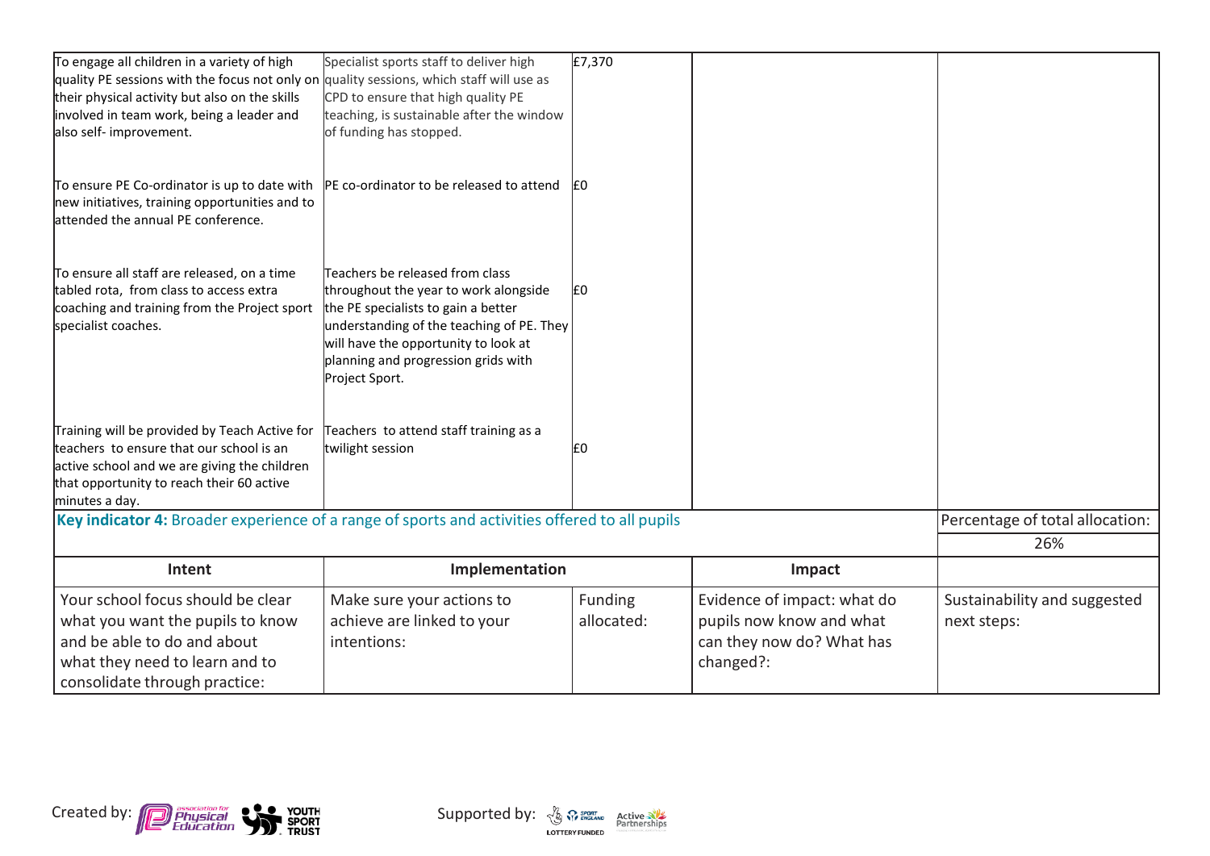| | | | | |
|---|---|---|---|---|
| To engage all children in a variety of high quality PE sessions with the focus not only on their physical activity but also on the skills involved in team work, being a leader and also self- improvement. | Specialist sports staff to deliver high quality sessions, which staff will use as CPD to ensure that high quality PE teaching, is sustainable after the window of funding has stopped. | £7,370 | | |
| To ensure PE Co-ordinator is up to date with new initiatives, training opportunities and to attended the annual PE conference. | PE co-ordinator to be released to attend | £0 | | |
| To ensure all staff are released, on a time tabled rota, from class to access extra coaching and training from the Project sport specialist coaches. | Teachers be released from class throughout the year to work alongside the PE specialists to gain a better understanding of the teaching of PE. They will have the opportunity to look at planning and progression grids with Project Sport. | £0 | | |
| Training will be provided by Teach Active for teachers to ensure that our school is an active school and we are giving the children that opportunity to reach their 60 active minutes a day. | Teachers to attend staff training as a twilight session | £0 | | |

| **Key indicator 4:** Broader experience of a range of sports and activities offered to all pupils | | | | Percentage of total allocation: |
|---|---|---|---|---|
| | | | | 26% |
| **Intent** | **Implementation** | | **Impact** | |
| Your school focus should be clear what you want the pupils to know and be able to do and about what they need to learn and to consolidate through practice: | Make sure your actions to achieve are linked to your intentions: | Funding allocated: | Evidence of impact: what do pupils now know and what can they now do? What has changed?: | Sustainability and suggested next steps: |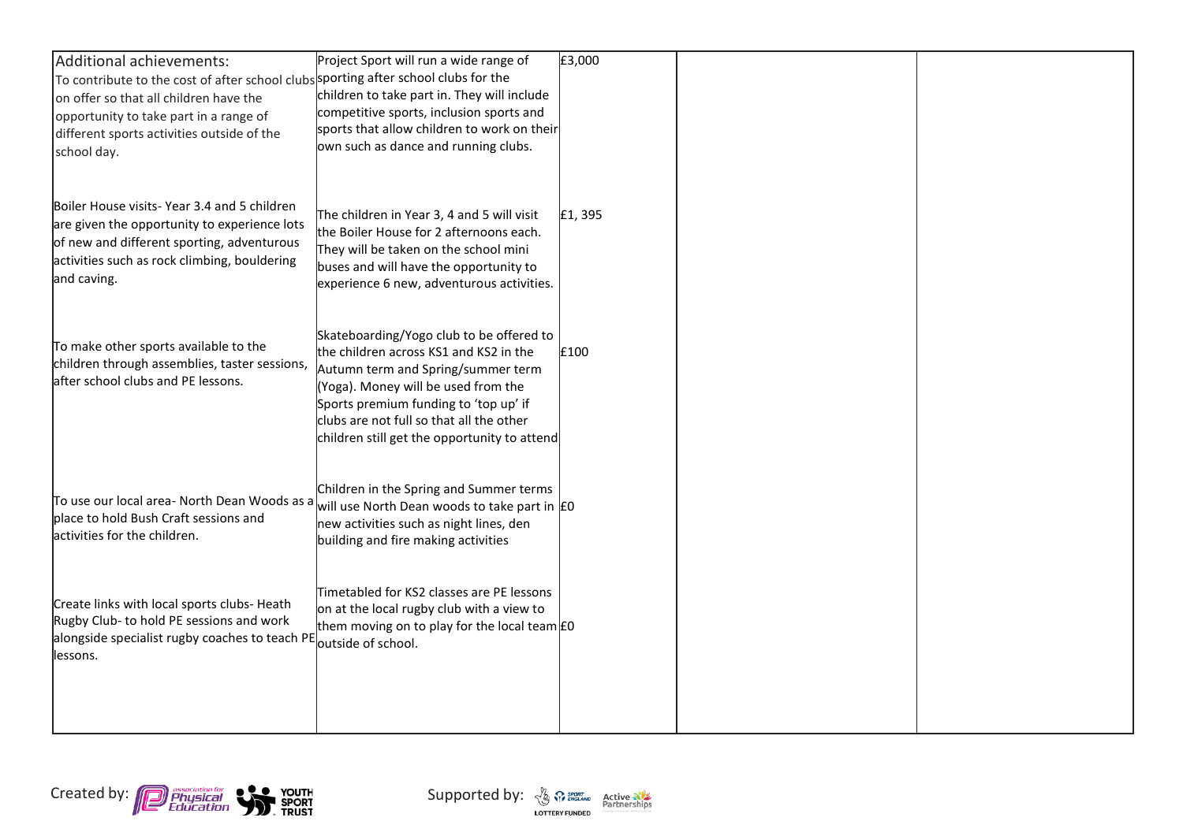| | | | | |
|---|---|---|---|---|
| Additional achievements:<br>To contribute to the cost of after school clubs on offer so that all children have the opportunity to take part in a range of different sports activities outside of the school day. | Project Sport will run a wide range of sporting after school clubs for the children to take part in. They will include competitive sports, inclusion sports and sports that allow children to work on their own such as dance and running clubs. | £3,000 | | |
| Boiler House visits- Year 3.4 and 5 children are given the opportunity to experience lots of new and different sporting, adventurous activities such as rock climbing, bouldering and caving. | The children in Year 3, 4 and 5 will visit the Boiler House for 2 afternoons each. They will be taken on the school mini buses and will have the opportunity to experience 6 new, adventurous activities. | £1, 395 | | |
| To make other sports available to the children through assemblies, taster sessions, after school clubs and PE lessons. | Skateboarding/Yogo club to be offered to the children across KS1 and KS2 in the Autumn term and Spring/summer term (Yoga). Money will be used from the Sports premium funding to 'top up' if clubs are not full so that all the other children still get the opportunity to attend | £100 | | |
| To use our local area- North Dean Woods as a place to hold Bush Craft sessions and activities for the children. | Children in the Spring and Summer terms will use North Dean woods to take part in new activities such as night lines, den building and fire making activities | £0 | | |
| Create links with local sports clubs- Heath Rugby Club- to hold PE sessions and work alongside specialist rugby coaches to teach PE lessons. | Timetabled for KS2 classes are PE lessons on at the local rugby club with a view to them moving on to play for the local team outside of school. | £0 | | |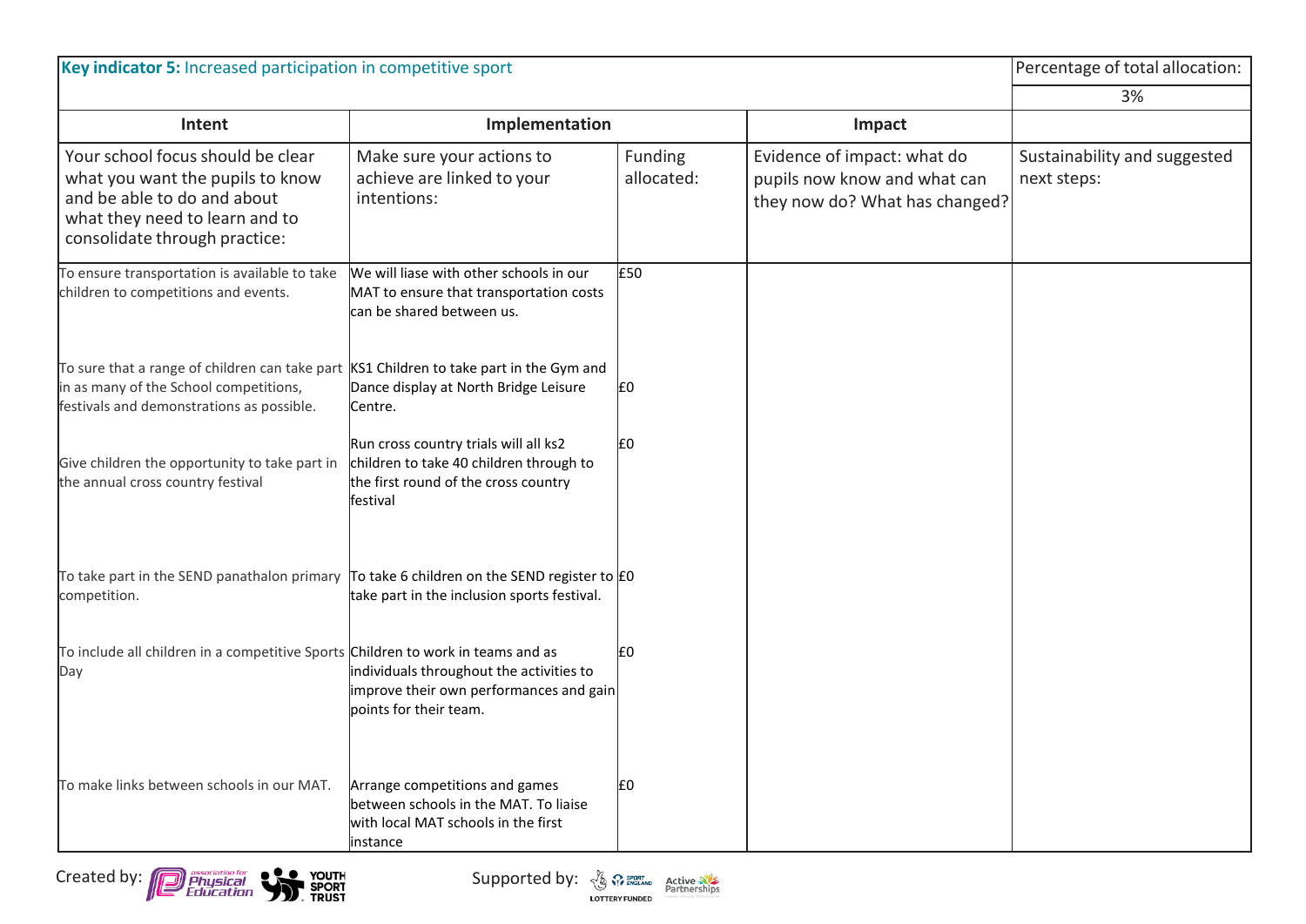| Key indicator 5: Increased participation in competitive sport | | | | Percentage of total allocation: |
|---|---|---|---|---|
| | | | | 3% |
| Intent | Implementation | | Impact | |
| Your school focus should be clear what you want the pupils to know and be able to do and about what they need to learn and to consolidate through practice: | Make sure your actions to achieve are linked to your intentions: | Funding allocated: | Evidence of impact: what do pupils now know and what can they now do? What has changed? | Sustainability and suggested next steps: |
| To ensure transportation is available to take children to competitions and events. | We will liase with other schools in our MAT to ensure that transportation costs can be shared between us. | £50 | | |
| To sure that a range of children can take part in as many of the School competitions, festivals and demonstrations as possible. | KS1 Children to take part in the Gym and Dance display at North Bridge Leisure Centre. | £0 | | |
| Give children the opportunity to take part in the annual cross country festival | Run cross country trials will all ks2 children to take 40 children through to the first round of the cross country festival | £0 | | |
| To take part in the SEND panathalon primary competition. | To take 6 children on the SEND register to take part in the inclusion sports festival. | £0 | | |
| To include all children in a competitive Sports Day | Children to work in teams and as individuals throughout the activities to improve their own performances and gain points for their team. | £0 | | |
| To make links between schools in our MAT. | Arrange competitions and games between schools in the MAT. To liaise with local MAT schools in the first instance | £0 | | |

Created by: association for Physical Education, Youth Sport Trust

Supported by: Sport England Lottery Funded, Active Partnerships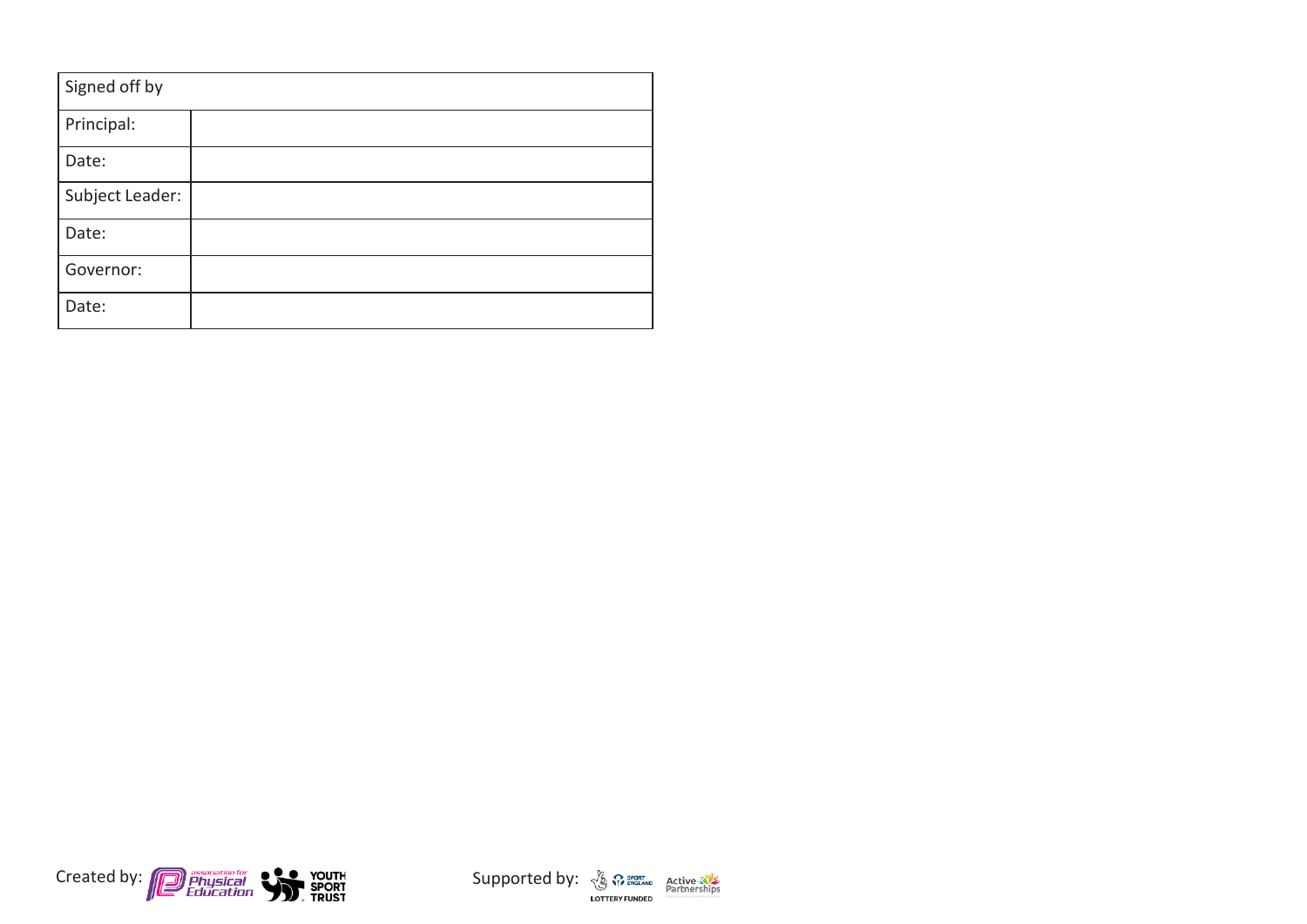| Signed off by | |
| --- | --- |
| Principal: | |
| Date: | |
| Subject Leader: | |
| Date: | |
| Governor: | |
| Date: | |

Created by: association for Physical Education YOUTH SPORT TRUST

Supported by: SPORT ENGLAND LOTTERY FUNDED Active Partnerships